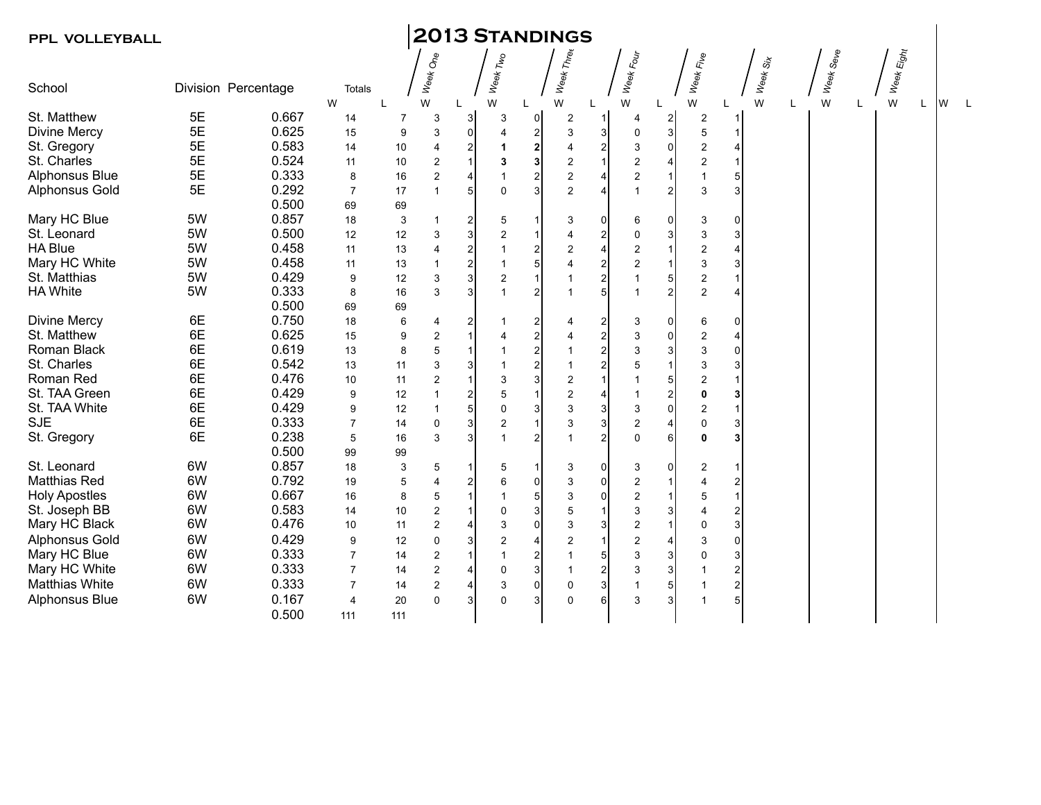**PPL VOLLEYBALL**

# 2013 Standings

| School | Division | Percentage | Totals W | Totals L | Week One W | Week One L | Week Two W | Week Two L | Week Three W | Week Three L | Week Four W | Week Four L | Week Five W | Week Five L | Week Six W | Week Six L | Week Seve W | Week Seve L | Week Eight W | Week Eight L | W | L |
|---|---|---|---|---|---|---|---|---|---|---|---|---|---|---|---|---|---|---|---|---|---|---|
| St. Matthew | 5E | 0.667 | 14 | 7 | 3 | 3 | 3 | 0 | 2 | 1 | 4 | 2 | 2 | 1 | | | | | | | | |
| Divine Mercy | 5E | 0.625 | 15 | 9 | 3 | 0 | 4 | 2 | 3 | 3 | 0 | 3 | 5 | 1 | | | | | | | | |
| St. Gregory | 5E | 0.583 | 14 | 10 | 4 | 2 | **1** | **2** | 4 | 2 | 3 | 0 | 2 | 4 | | | | | | | | |
| St. Charles | 5E | 0.524 | 11 | 10 | 2 | 1 | **3** | **3** | 2 | 1 | 2 | 4 | 2 | 1 | | | | | | | | |
| Alphonsus Blue | 5E | 0.333 | 8 | 16 | 2 | 4 | 1 | 2 | 2 | 4 | 2 | 1 | 1 | 5 | | | | | | | | |
| Alphonsus Gold | 5E | 0.292 | 7 | 17 | 1 | 5 | 0 | 3 | 2 | 4 | 1 | 2 | 3 | 3 | | | | | | | | |
| | | 0.500 | 69 | 69 | | | | | | | | | | | | | | | | | | |
| Mary HC Blue | 5W | 0.857 | 18 | 3 | 1 | 2 | 5 | 1 | 3 | 0 | 6 | 0 | 3 | 0 | | | | | | | | |
| St. Leonard | 5W | 0.500 | 12 | 12 | 3 | 3 | 2 | 1 | 4 | 2 | 0 | 3 | 3 | 3 | | | | | | | | |
| HA Blue | 5W | 0.458 | 11 | 13 | 4 | 2 | 1 | 2 | 2 | 4 | 2 | 1 | 2 | 4 | | | | | | | | |
| Mary HC White | 5W | 0.458 | 11 | 13 | 1 | 2 | 1 | 5 | 4 | 2 | 2 | 1 | 3 | 3 | | | | | | | | |
| St. Matthias | 5W | 0.429 | 9 | 12 | 3 | 3 | 2 | 1 | 1 | 2 | 1 | 5 | 2 | 1 | | | | | | | | |
| HA White | 5W | 0.333 | 8 | 16 | 3 | 3 | 1 | 2 | 1 | 5 | 1 | 2 | 2 | 4 | | | | | | | | |
| | | 0.500 | 69 | 69 | | | | | | | | | | | | | | | | | | |
| Divine Mercy | 6E | 0.750 | 18 | 6 | 4 | 2 | 1 | 2 | 4 | 2 | 3 | 0 | 6 | 0 | | | | | | | | |
| St. Matthew | 6E | 0.625 | 15 | 9 | 2 | 1 | 4 | 2 | 4 | 2 | 3 | 0 | 2 | 4 | | | | | | | | |
| Roman Black | 6E | 0.619 | 13 | 8 | 5 | 1 | 1 | 2 | 1 | 2 | 3 | 3 | 3 | 0 | | | | | | | | |
| St. Charles | 6E | 0.542 | 13 | 11 | 3 | 3 | 1 | 2 | 1 | 2 | 5 | 1 | 3 | 3 | | | | | | | | |
| Roman Red | 6E | 0.476 | 10 | 11 | 2 | 1 | 3 | 3 | 2 | 1 | 1 | 5 | 2 | 1 | | | | | | | | |
| St. TAA Green | 6E | 0.429 | 9 | 12 | 1 | 2 | 5 | 1 | 2 | 4 | 1 | 2 | **0** | **3** | | | | | | | | |
| St. TAA White | 6E | 0.429 | 9 | 12 | 1 | 5 | 0 | 3 | 3 | 3 | 3 | 0 | 2 | 1 | | | | | | | | |
| SJE | 6E | 0.333 | 7 | 14 | 0 | 3 | 2 | 1 | 3 | 3 | 2 | 4 | 0 | 3 | | | | | | | | |
| St. Gregory | 6E | 0.238 | 5 | 16 | 3 | 3 | 1 | 2 | 1 | 2 | 0 | 6 | **0** | **3** | | | | | | | | |
| | | 0.500 | 99 | 99 | | | | | | | | | | | | | | | | | | |
| St. Leonard | 6W | 0.857 | 18 | 3 | 5 | 1 | 5 | 1 | 3 | 0 | 3 | 0 | 2 | 1 | | | | | | | | |
| Matthias Red | 6W | 0.792 | 19 | 5 | 4 | 2 | 6 | 0 | 3 | 0 | 2 | 1 | 4 | 2 | | | | | | | | |
| Holy Apostles | 6W | 0.667 | 16 | 8 | 5 | 1 | 1 | 5 | 3 | 0 | 2 | 1 | 5 | 1 | | | | | | | | |
| St. Joseph BB | 6W | 0.583 | 14 | 10 | 2 | 1 | 0 | 3 | 5 | 1 | 3 | 3 | 4 | 2 | | | | | | | | |
| Mary HC Black | 6W | 0.476 | 10 | 11 | 2 | 4 | 3 | 0 | 3 | 3 | 2 | 1 | 0 | 3 | | | | | | | | |
| Alphonsus Gold | 6W | 0.429 | 9 | 12 | 0 | 3 | 2 | 4 | 2 | 1 | 2 | 4 | 3 | 0 | | | | | | | | |
| Mary HC Blue | 6W | 0.333 | 7 | 14 | 2 | 1 | 1 | 2 | 1 | 5 | 3 | 3 | 0 | 3 | | | | | | | | |
| Mary HC White | 6W | 0.333 | 7 | 14 | 2 | 4 | 0 | 3 | 1 | 2 | 3 | 3 | 1 | 2 | | | | | | | | |
| Matthias White | 6W | 0.333 | 7 | 14 | 2 | 4 | 3 | 0 | 0 | 3 | 1 | 5 | 1 | 2 | | | | | | | | |
| Alphonsus Blue | 6W | 0.167 | 4 | 20 | 0 | 3 | 0 | 3 | 0 | 6 | 3 | 3 | 1 | 5 | | | | | | | | |
| | | 0.500 | 111 | 111 | | | | | | | | | | | | | | | | | | |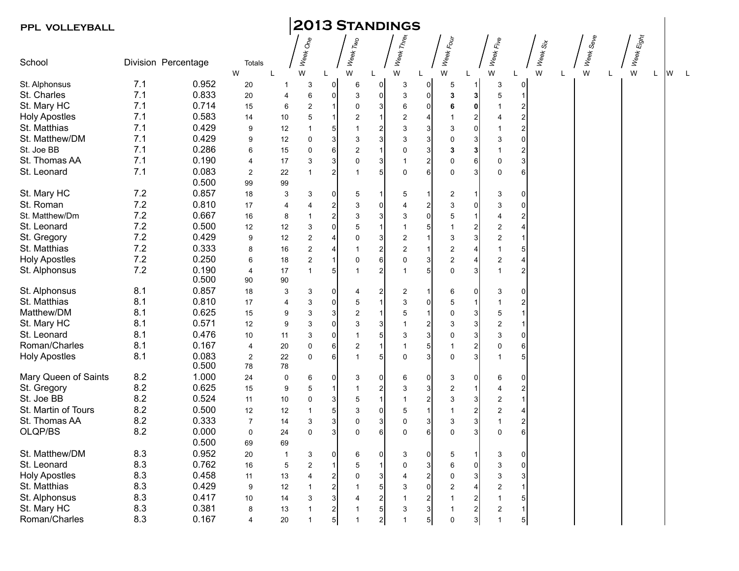**PPL VOLLEYBALL**

# 2013 Standings

| School | Division | Percentage | Totals W | Totals L | Week One W | Week One L | Week Two W | Week Two L | Week Three W | Week Three L | Week Four W | Week Four L | Week Five W | Week Five L | Week Six W | Week Six L | Week Seven W | Week Seven L | Week Eight W | Week Eight L | W | L |
|---|---|---|---|---|---|---|---|---|---|---|---|---|---|---|---|---|---|---|---|---|---|---|
| St. Alphonsus | 7.1 | 0.952 | 20 | 1 | 3 | 0 | 6 | 0 | 3 | 0 | 5 | 1 | 3 | 0 | | | | | | | | |
| St. Charles | 7.1 | 0.833 | 20 | 4 | 6 | 0 | 3 | 0 | 3 | 0 | **3** | **3** | 5 | 1 | | | | | | | | |
| St. Mary HC | 7.1 | 0.714 | 15 | 6 | 2 | 1 | 0 | 3 | 6 | 0 | **6** | **0** | 1 | 2 | | | | | | | | |
| Holy Apostles | 7.1 | 0.583 | 14 | 10 | 5 | 1 | 2 | 1 | 2 | 4 | 1 | 2 | 4 | 2 | | | | | | | | |
| St. Matthias | 7.1 | 0.429 | 9 | 12 | 1 | 5 | 1 | 2 | 3 | 3 | 3 | 0 | 1 | 2 | | | | | | | | |
| St. Matthew/DM | 7.1 | 0.429 | 9 | 12 | 0 | 3 | 3 | 3 | 3 | 3 | 0 | 3 | 3 | 0 | | | | | | | | |
| St. Joe BB | 7.1 | 0.286 | 6 | 15 | 0 | 6 | 2 | 1 | 0 | 3 | **3** | **3** | 1 | 2 | | | | | | | | |
| St. Thomas AA | 7.1 | 0.190 | 4 | 17 | 3 | 3 | 0 | 3 | 1 | 2 | 0 | 6 | 0 | 3 | | | | | | | | |
| St. Leonard | 7.1 | 0.083 | 2 | 22 | 1 | 2 | 1 | 5 | 0 | 6 | 0 | 3 | 0 | 6 | | | | | | | | |
| | | 0.500 | 99 | 99 | | | | | | | | | | | | | | | | | | |
| St. Mary HC | 7.2 | 0.857 | 18 | 3 | 3 | 0 | 5 | 1 | 5 | 1 | 2 | 1 | 3 | 0 | | | | | | | | |
| St. Roman | 7.2 | 0.810 | 17 | 4 | 4 | 2 | 3 | 0 | 4 | 2 | 3 | 0 | 3 | 0 | | | | | | | | |
| St. Matthew/Dm | 7.2 | 0.667 | 16 | 8 | 1 | 2 | 3 | 3 | 3 | 0 | 5 | 1 | 4 | 2 | | | | | | | | |
| St. Leonard | 7.2 | 0.500 | 12 | 12 | 3 | 0 | 5 | 1 | 1 | 5 | 1 | 2 | 2 | 4 | | | | | | | | |
| St. Gregory | 7.2 | 0.429 | 9 | 12 | 2 | 4 | 0 | 3 | 2 | 1 | 3 | 3 | 2 | 1 | | | | | | | | |
| St. Matthias | 7.2 | 0.333 | 8 | 16 | 2 | 4 | 1 | 2 | 2 | 1 | 2 | 4 | 1 | 5 | | | | | | | | |
| Holy Apostles | 7.2 | 0.250 | 6 | 18 | 2 | 1 | 0 | 6 | 0 | 3 | 2 | 4 | 2 | 4 | | | | | | | | |
| St. Alphonsus | 7.2 | 0.190 | 4 | 17 | 1 | 5 | 1 | 2 | 1 | 5 | 0 | 3 | 1 | 2 | | | | | | | | |
| | | 0.500 | 90 | 90 | | | | | | | | | | | | | | | | | | |
| St. Alphonsus | 8.1 | 0.857 | 18 | 3 | 3 | 0 | 4 | 2 | 2 | 1 | 6 | 0 | 3 | 0 | | | | | | | | |
| St. Matthias | 8.1 | 0.810 | 17 | 4 | 3 | 0 | 5 | 1 | 3 | 0 | 5 | 1 | 1 | 2 | | | | | | | | |
| Matthew/DM | 8.1 | 0.625 | 15 | 9 | 3 | 3 | 2 | 1 | 5 | 1 | 0 | 3 | 5 | 1 | | | | | | | | |
| St. Mary HC | 8.1 | 0.571 | 12 | 9 | 3 | 0 | 3 | 3 | 1 | 2 | 3 | 3 | 2 | 1 | | | | | | | | |
| St. Leonard | 8.1 | 0.476 | 10 | 11 | 3 | 0 | 1 | 5 | 3 | 3 | 0 | 3 | 3 | 0 | | | | | | | | |
| Roman/Charles | 8.1 | 0.167 | 4 | 20 | 0 | 6 | 2 | 1 | 1 | 5 | 1 | 2 | 0 | 6 | | | | | | | | |
| Holy Apostles | 8.1 | 0.083 | 2 | 22 | 0 | 6 | 1 | 5 | 0 | 3 | 0 | 3 | 1 | 5 | | | | | | | | |
| | | 0.500 | 78 | 78 | | | | | | | | | | | | | | | | | | |
| Mary Queen of Saints | 8.2 | 1.000 | 24 | 0 | 6 | 0 | 3 | 0 | 6 | 0 | 3 | 0 | 6 | 0 | | | | | | | | |
| St. Gregory | 8.2 | 0.625 | 15 | 9 | 5 | 1 | 1 | 2 | 3 | 3 | 2 | 1 | 4 | 2 | | | | | | | | |
| St. Joe BB | 8.2 | 0.524 | 11 | 10 | 0 | 3 | 5 | 1 | 1 | 2 | 3 | 3 | 2 | 1 | | | | | | | | |
| St. Martin of Tours | 8.2 | 0.500 | 12 | 12 | 1 | 5 | 3 | 0 | 5 | 1 | 1 | 2 | 2 | 4 | | | | | | | | |
| St. Thomas AA | 8.2 | 0.333 | 7 | 14 | 3 | 3 | 0 | 3 | 0 | 3 | 3 | 3 | 1 | 2 | | | | | | | | |
| OLQP/BS | 8.2 | 0.000 | 0 | 24 | 0 | 3 | 0 | 6 | 0 | 6 | 0 | 3 | 0 | 6 | | | | | | | | |
| | | 0.500 | 69 | 69 | | | | | | | | | | | | | | | | | | |
| St. Matthew/DM | 8.3 | 0.952 | 20 | 1 | 3 | 0 | 6 | 0 | 3 | 0 | 5 | 1 | 3 | 0 | | | | | | | | |
| St. Leonard | 8.3 | 0.762 | 16 | 5 | 2 | 1 | 5 | 1 | 0 | 3 | 6 | 0 | 3 | 0 | | | | | | | | |
| Holy Apostles | 8.3 | 0.458 | 11 | 13 | 4 | 2 | 0 | 3 | 4 | 2 | 0 | 3 | 3 | 3 | | | | | | | | |
| St. Matthias | 8.3 | 0.429 | 9 | 12 | 1 | 2 | 1 | 5 | 3 | 0 | 2 | 4 | 2 | 1 | | | | | | | | |
| St. Alphonsus | 8.3 | 0.417 | 10 | 14 | 3 | 3 | 4 | 2 | 1 | 2 | 1 | 2 | 1 | 5 | | | | | | | | |
| St. Mary HC | 8.3 | 0.381 | 8 | 13 | 1 | 2 | 1 | 5 | 3 | 3 | 1 | 2 | 2 | 1 | | | | | | | | |
| Roman/Charles | 8.3 | 0.167 | 4 | 20 | 1 | 5 | 1 | 2 | 1 | 5 | 0 | 3 | 1 | 5 | | | | | | | | |